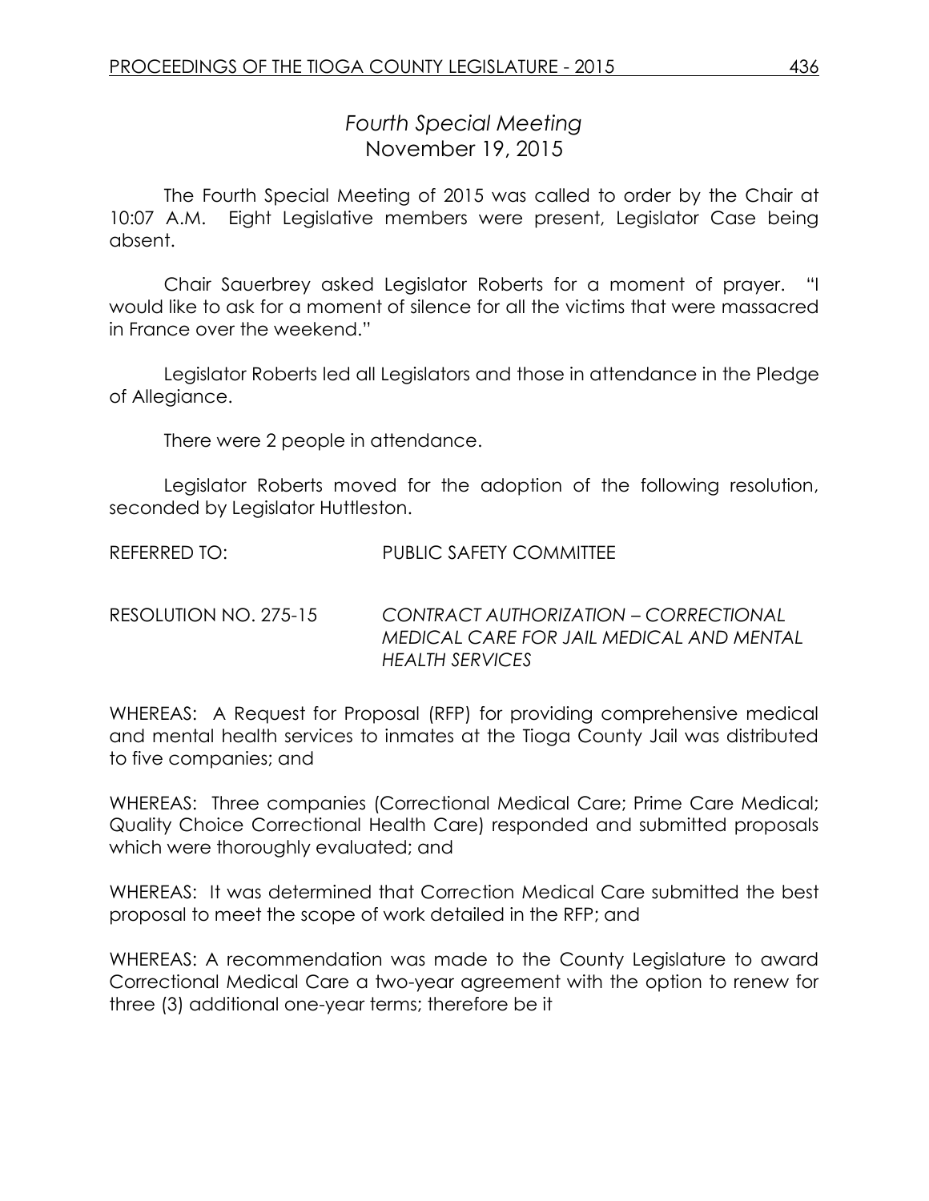## *Fourth Special Meeting*
November 19, 2015

The Fourth Special Meeting of 2015 was called to order by the Chair at 10:07 A.M. Eight Legislative members were present, Legislator Case being absent.

Chair Sauerbrey asked Legislator Roberts for a moment of prayer. "I would like to ask for a moment of silence for all the victims that were massacred in France over the weekend."

Legislator Roberts led all Legislators and those in attendance in the Pledge of Allegiance.

There were 2 people in attendance.

Legislator Roberts moved for the adoption of the following resolution, seconded by Legislator Huttleston.

REFERRED TO: PUBLIC SAFETY COMMITTEE

RESOLUTION NO. 275-15 *CONTRACT AUTHORIZATION – CORRECTIONAL MEDICAL CARE FOR JAIL MEDICAL AND MENTAL HEALTH SERVICES*

WHEREAS: A Request for Proposal (RFP) for providing comprehensive medical and mental health services to inmates at the Tioga County Jail was distributed to five companies; and

WHEREAS: Three companies (Correctional Medical Care; Prime Care Medical; Quality Choice Correctional Health Care) responded and submitted proposals which were thoroughly evaluated; and

WHEREAS: It was determined that Correction Medical Care submitted the best proposal to meet the scope of work detailed in the RFP; and

WHEREAS: A recommendation was made to the County Legislature to award Correctional Medical Care a two-year agreement with the option to renew for three (3) additional one-year terms; therefore be it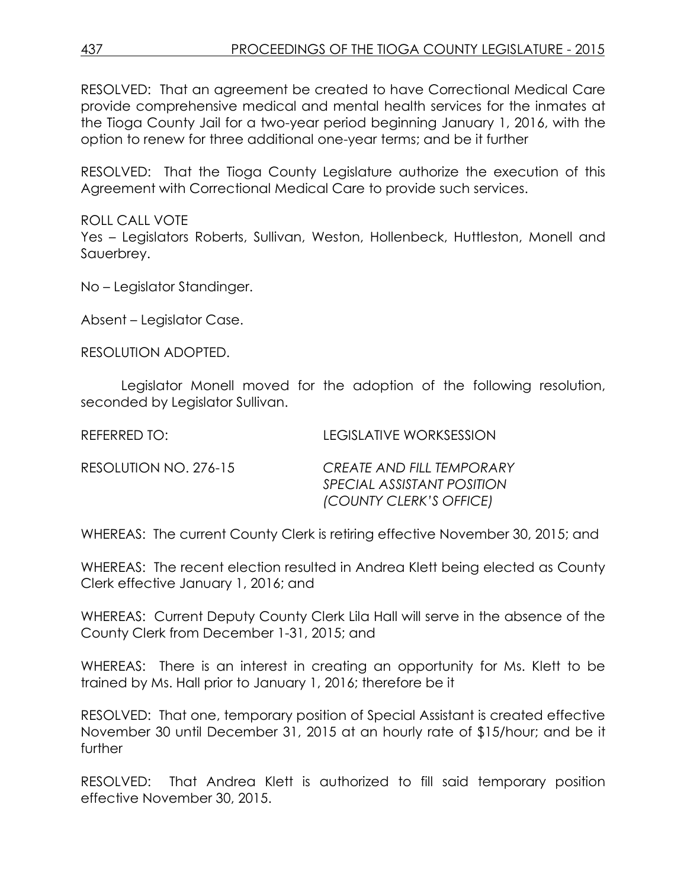RESOLVED: That an agreement be created to have Correctional Medical Care provide comprehensive medical and mental health services for the inmates at the Tioga County Jail for a two-year period beginning January 1, 2016, with the option to renew for three additional one-year terms; and be it further

RESOLVED: That the Tioga County Legislature authorize the execution of this Agreement with Correctional Medical Care to provide such services.

ROLL CALL VOTE
Yes – Legislators Roberts, Sullivan, Weston, Hollenbeck, Huttleston, Monell and Sauerbrey.

No – Legislator Standinger.

Absent – Legislator Case.

RESOLUTION ADOPTED.

Legislator Monell moved for the adoption of the following resolution, seconded by Legislator Sullivan.

REFERRED TO: LEGISLATIVE WORKSESSION

RESOLUTION NO. 276-15 *CREATE AND FILL TEMPORARY SPECIAL ASSISTANT POSITION (COUNTY CLERK'S OFFICE)*

WHEREAS: The current County Clerk is retiring effective November 30, 2015; and

WHEREAS: The recent election resulted in Andrea Klett being elected as County Clerk effective January 1, 2016; and

WHEREAS: Current Deputy County Clerk Lila Hall will serve in the absence of the County Clerk from December 1-31, 2015; and

WHEREAS: There is an interest in creating an opportunity for Ms. Klett to be trained by Ms. Hall prior to January 1, 2016; therefore be it

RESOLVED: That one, temporary position of Special Assistant is created effective November 30 until December 31, 2015 at an hourly rate of $15/hour; and be it further

RESOLVED: That Andrea Klett is authorized to fill said temporary position effective November 30, 2015.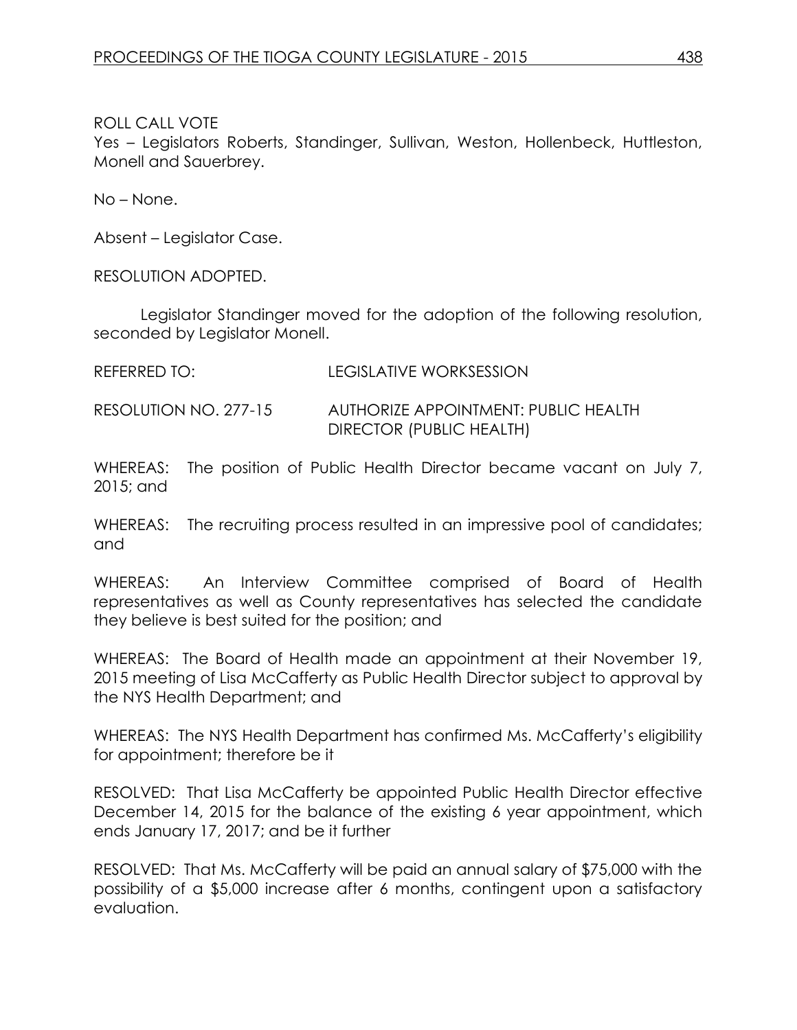ROLL CALL VOTE
Yes – Legislators Roberts, Standinger, Sullivan, Weston, Hollenbeck, Huttleston, Monell and Sauerbrey.

No – None.

Absent – Legislator Case.

RESOLUTION ADOPTED.

Legislator Standinger moved for the adoption of the following resolution, seconded by Legislator Monell.

REFERRED TO: LEGISLATIVE WORKSESSION

RESOLUTION NO. 277-15 AUTHORIZE APPOINTMENT: PUBLIC HEALTH DIRECTOR (PUBLIC HEALTH)

WHEREAS: The position of Public Health Director became vacant on July 7, 2015; and

WHEREAS: The recruiting process resulted in an impressive pool of candidates; and

WHEREAS: An Interview Committee comprised of Board of Health representatives as well as County representatives has selected the candidate they believe is best suited for the position; and

WHEREAS: The Board of Health made an appointment at their November 19, 2015 meeting of Lisa McCafferty as Public Health Director subject to approval by the NYS Health Department; and

WHEREAS: The NYS Health Department has confirmed Ms. McCafferty's eligibility for appointment; therefore be it

RESOLVED: That Lisa McCafferty be appointed Public Health Director effective December 14, 2015 for the balance of the existing 6 year appointment, which ends January 17, 2017; and be it further

RESOLVED: That Ms. McCafferty will be paid an annual salary of $75,000 with the possibility of a $5,000 increase after 6 months, contingent upon a satisfactory evaluation.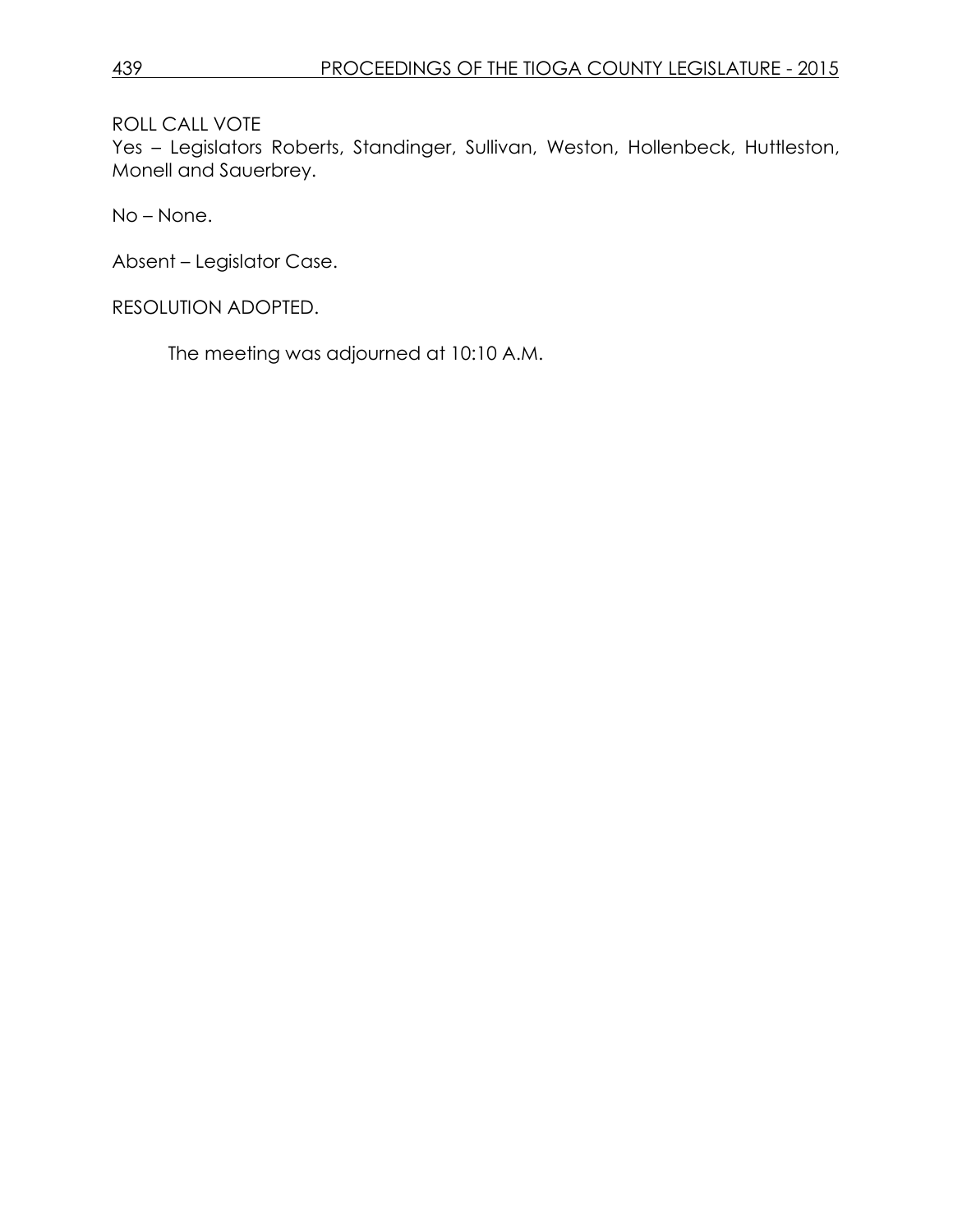ROLL CALL VOTE

Yes – Legislators Roberts, Standinger, Sullivan, Weston, Hollenbeck, Huttleston, Monell and Sauerbrey.

No – None.

Absent – Legislator Case.

RESOLUTION ADOPTED.

The meeting was adjourned at 10:10 A.M.